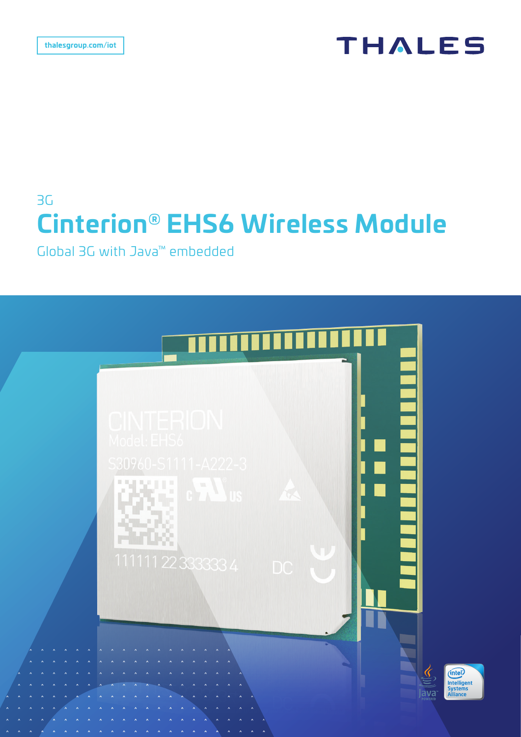thalesgroup.com/iot

THALES

3G

# Cinterion® EHS6 Wireless Module

Global 3G with Java™ embedded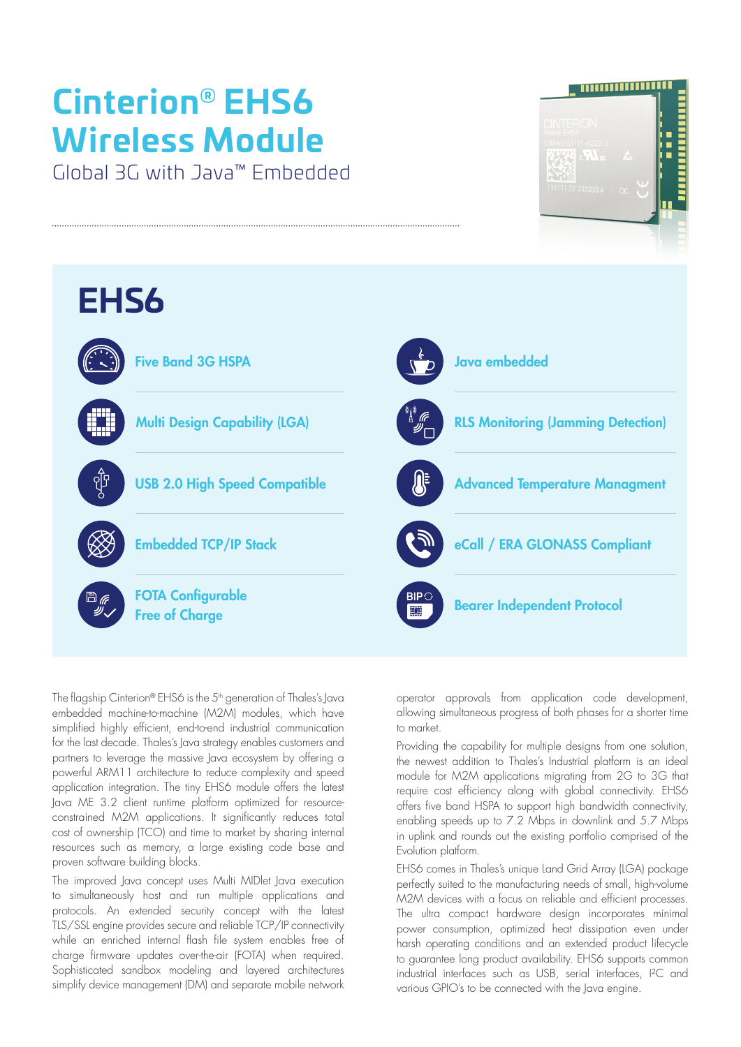# Cinterion® EHS6 Wireless Module

Global 3G with Java™ Embedded

## EHS6

- Five Band 3G HSPA
- Multi Design Capability (LGA)
- USB 2.0 High Speed Compatible
- Embedded TCP/IP Stack
- FOTA Configurable Free of Charge
- Java embedded
- RLS Monitoring (Jamming Detection)
- Advanced Temperature Managment
- eCall / ERA GLONASS Compliant
- Bearer Independent Protocol

The flagship Cinterion® EHS6 is the 5th generation of Thales's Java embedded machine-to-machine (M2M) modules, which have simplified highly efficient, end-to-end industrial communication for the last decade. Thales's Java strategy enables customers and partners to leverage the massive Java ecosystem by offering a powerful ARM11 architecture to reduce complexity and speed application integration. The tiny EHS6 module offers the latest Java ME 3.2 client runtime platform optimized for resource-constrained M2M applications. It significantly reduces total cost of ownership (TCO) and time to market by sharing internal resources such as memory, a large existing code base and proven software building blocks.

The improved Java concept uses Multi MIDlet Java execution to simultaneously host and run multiple applications and protocols. An extended security concept with the latest TLS/SSL engine provides secure and reliable TCP/IP connectivity while an enriched internal flash file system enables free of charge firmware updates over-the-air (FOTA) when required. Sophisticated sandbox modeling and layered architectures simplify device management (DM) and separate mobile network operator approvals from application code development, allowing simultaneous progress of both phases for a shorter time to market.

Providing the capability for multiple designs from one solution, the newest addition to Thales's Industrial platform is an ideal module for M2M applications migrating from 2G to 3G that require cost efficiency along with global connectivity. EHS6 offers five band HSPA to support high bandwidth connectivity, enabling speeds up to 7.2 Mbps in downlink and 5.7 Mbps in uplink and rounds out the existing portfolio comprised of the Evolution platform.

EHS6 comes in Thales's unique Land Grid Array (LGA) package perfectly suited to the manufacturing needs of small, high-volume M2M devices with a focus on reliable and efficient processes. The ultra compact hardware design incorporates minimal power consumption, optimized heat dissipation even under harsh operating conditions and an extended product lifecycle to guarantee long product availability. EHS6 supports common industrial interfaces such as USB, serial interfaces, I²C and various GPIO's to be connected with the Java engine.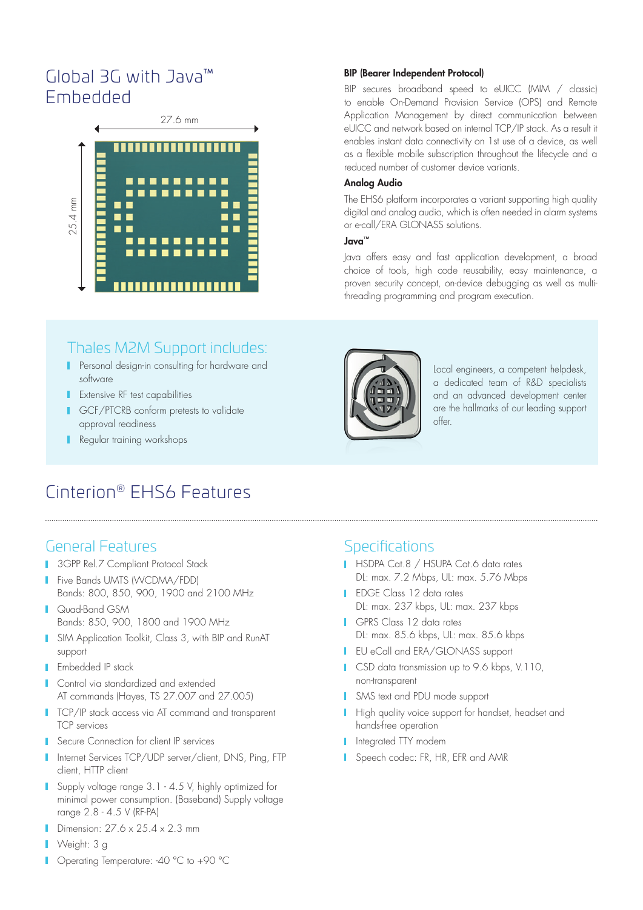# Global 3G with Java™ Embedded

27.6 mm

25.4 mm

### BIP (Bearer Independent Protocol)

BIP secures broadband speed to eUICC (MIM / classic) to enable On-Demand Provision Service (OPS) and Remote Application Management by direct communication between eUICC and network based on internal TCP/IP stack. As a result it enables instant data connectivity on 1st use of a device, as well as a flexible mobile subscription throughout the lifecycle and a reduced number of customer device variants.

### Analog Audio

The EHS6 platform incorporates a variant supporting high quality digital and analog audio, which is often needed in alarm systems or e-call/ERA GLONASS solutions.

### Java™

Java offers easy and fast application development, a broad choice of tools, high code reusability, easy maintenance, a proven security concept, on-device debugging as well as multi-threading programming and program execution.

## Thales M2M Support includes:

- Personal design-in consulting for hardware and software
- Extensive RF test capabilities
- GCF/PTCRB conform pretests to validate approval readiness
- Regular training workshops

Local engineers, a competent helpdesk, a dedicated team of R&D specialists and an advanced development center are the hallmarks of our leading support offer.

# Cinterion® EHS6 Features

## General Features

- 3GPP Rel.7 Compliant Protocol Stack
- Five Bands UMTS (WCDMA/FDD) Bands: 800, 850, 900, 1900 and 2100 MHz
- Quad-Band GSM Bands: 850, 900, 1800 and 1900 MHz
- SIM Application Toolkit, Class 3, with BIP and RunAT support
- Embedded IP stack
- Control via standardized and extended AT commands (Hayes, TS 27.007 and 27.005)
- TCP/IP stack access via AT command and transparent TCP services
- Secure Connection for client IP services
- Internet Services TCP/UDP server/client, DNS, Ping, FTP client, HTTP client
- Supply voltage range 3.1 - 4.5 V, highly optimized for minimal power consumption. (Baseband) Supply voltage range 2.8 - 4.5 V (RF-PA)
- Dimension: 27.6 x 25.4 x 2.3 mm
- Weight: 3 g
- Operating Temperature: -40 °C to +90 °C

## Specifications

- HSDPA Cat.8 / HSUPA Cat.6 data rates DL: max. 7.2 Mbps, UL: max. 5.76 Mbps
- EDGE Class 12 data rates DL: max. 237 kbps, UL: max. 237 kbps
- GPRS Class 12 data rates DL: max. 85.6 kbps, UL: max. 85.6 kbps
- EU eCall and ERA/GLONASS support
- CSD data transmission up to 9.6 kbps, V.110, non-transparent
- SMS text and PDU mode support
- High quality voice support for handset, headset and hands-free operation
- Integrated TTY modem
- Speech codec: FR, HR, EFR and AMR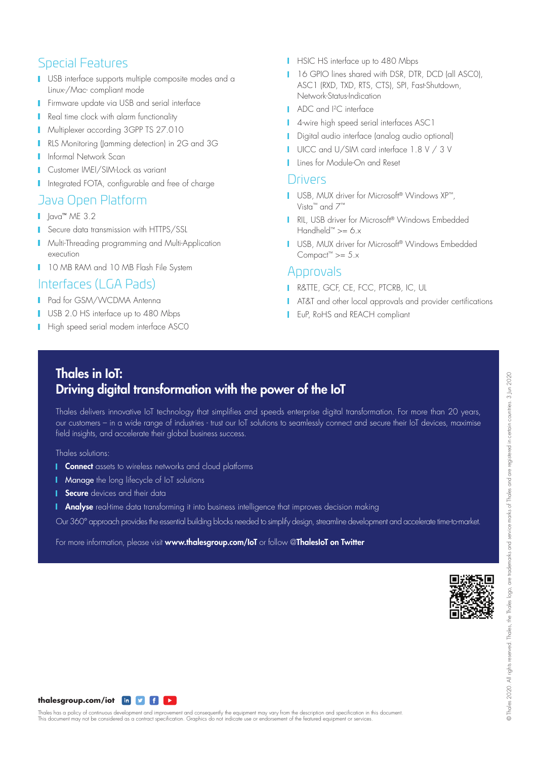## Special Features

- USB interface supports multiple composite modes and a Linux-/Mac- compliant mode
- Firmware update via USB and serial interface
- Real time clock with alarm functionality
- Multiplexer according 3GPP TS 27.010
- RLS Monitoring (Jamming detection) in 2G and 3G
- Informal Network Scan
- Customer IMEI/SIM-Lock as variant
- Integrated FOTA, configurable and free of charge

## Java Open Platform

- Java™ ME 3.2
- Secure data transmission with HTTPS/SSL
- Multi-Threading programming and Multi-Application execution
- 10 MB RAM and 10 MB Flash File System

## Interfaces (LGA Pads)

- Pad for GSM/WCDMA Antenna
- USB 2.0 HS interface up to 480 Mbps
- High speed serial modem interface ASC0
- HSIC HS interface up to 480 Mbps
- 16 GPIO lines shared with DSR, DTR, DCD (all ASC0), ASC1 (RXD, TXD, RTS, CTS), SPI, Fast-Shutdown, Network-Status-Indication
- ADC and I²C interface
- 4-wire high speed serial interfaces ASC1
- Digital audio interface (analog audio optional)
- UICC and U/SIM card interface 1.8 V / 3 V
- Lines for Module-On and Reset

## Drivers

- USB, MUX driver for Microsoft® Windows XP™, Vista™ and 7™
- RIL, USB driver for Microsoft® Windows Embedded Handheld™ >= 6.x
- USB, MUX driver for Microsoft® Windows Embedded Compact™ >= 5.x

## Approvals

- R&TTE, GCF, CE, FCC, PTCRB, IC, UL
- AT&T and other local approvals and provider certifications
- EuP, RoHS and REACH compliant

## Thales in IoT: Driving digital transformation with the power of the IoT

Thales delivers innovative IoT technology that simplifies and speeds enterprise digital transformation. For more than 20 years, our customers – in a wide range of industries - trust our IoT solutions to seamlessly connect and secure their IoT devices, maximise field insights, and accelerate their global business success.

Thales solutions:

- **Connect** assets to wireless networks and cloud platforms
- **Manage** the long lifecycle of IoT solutions
- **Secure** devices and their data
- **Analyse** real-time data transforming it into business intelligence that improves decision making

Our 360° approach provides the essential building blocks needed to simplify design, streamline development and accelerate time-to-market.

For more information, please visit **www.thalesgroup.com/IoT** or follow @**ThalesIoT on Twitter**

**thalesgroup.com/iot**

Thales has a policy of continuous development and improvement and consequently the equipment may vary from the description and specification in this document. This document may not be considered as a contract specification. Graphics do not indicate use or endorsement of the featured equipment or services.

© Thales 2020. All rights reserved. Thales, the Thales logo, are trademarks and service marks of Thales and are registered in certain countries. 3 Jun 2020